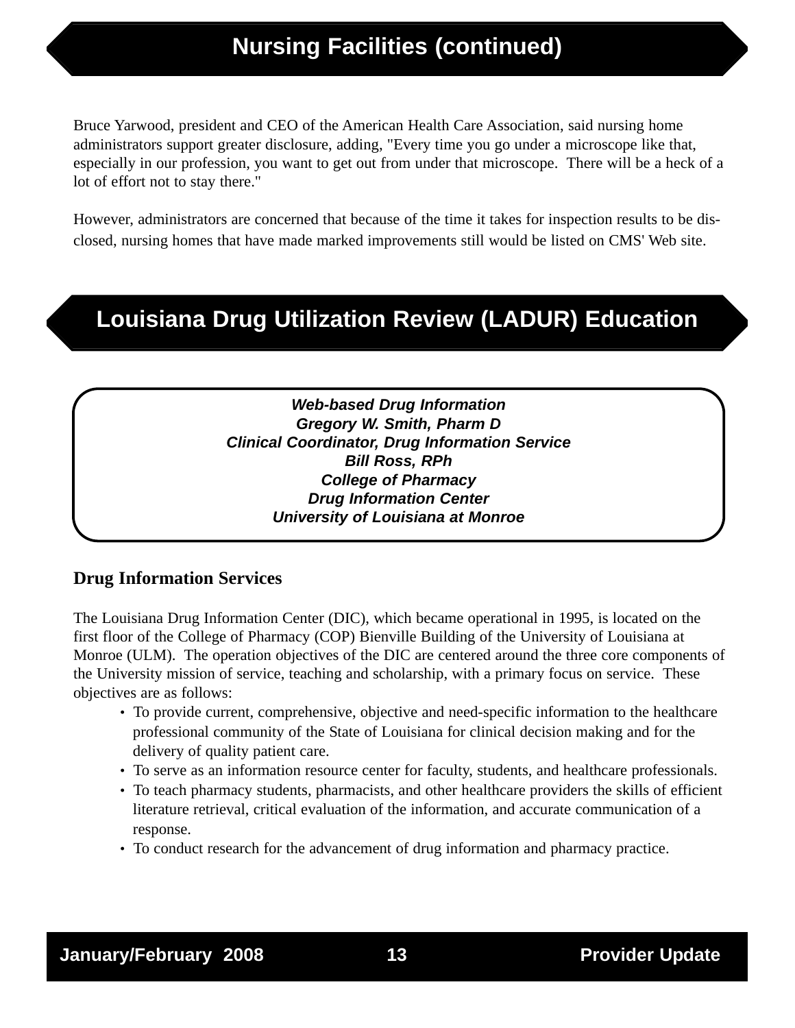## Nursing Facilities (continued)

Bruce Yarwood, president and CEO of the American Health Care Association, said nursing home administrators support greater disclosure, adding, "Every time you go under a microscope like that, especially in our profession, you want to get out from under that microscope. There will be a heck of a lot of effort not to stay there."

However, administrators are concerned that because of the time it takes for inspection results to be disclosed, nursing homes that have made marked improvements still would be listed on CMS' Web site.

## Louisiana Drug Utilization Review (LADUR) Education

***Web-based Drug Information***
***Gregory W. Smith, Pharm D***
***Clinical Coordinator, Drug Information Service***
***Bill Ross, RPh***
***College of Pharmacy***
***Drug Information Center***
***University of Louisiana at Monroe***

### Drug Information Services

The Louisiana Drug Information Center (DIC), which became operational in 1995, is located on the first floor of the College of Pharmacy (COP) Bienville Building of the University of Louisiana at Monroe (ULM). The operation objectives of the DIC are centered around the three core components of the University mission of service, teaching and scholarship, with a primary focus on service. These objectives are as follows:

- To provide current, comprehensive, objective and need-specific information to the healthcare professional community of the State of Louisiana for clinical decision making and for the delivery of quality patient care.
- To serve as an information resource center for faculty, students, and healthcare professionals.
- To teach pharmacy students, pharmacists, and other healthcare providers the skills of efficient literature retrieval, critical evaluation of the information, and accurate communication of a response.
- To conduct research for the advancement of drug information and pharmacy practice.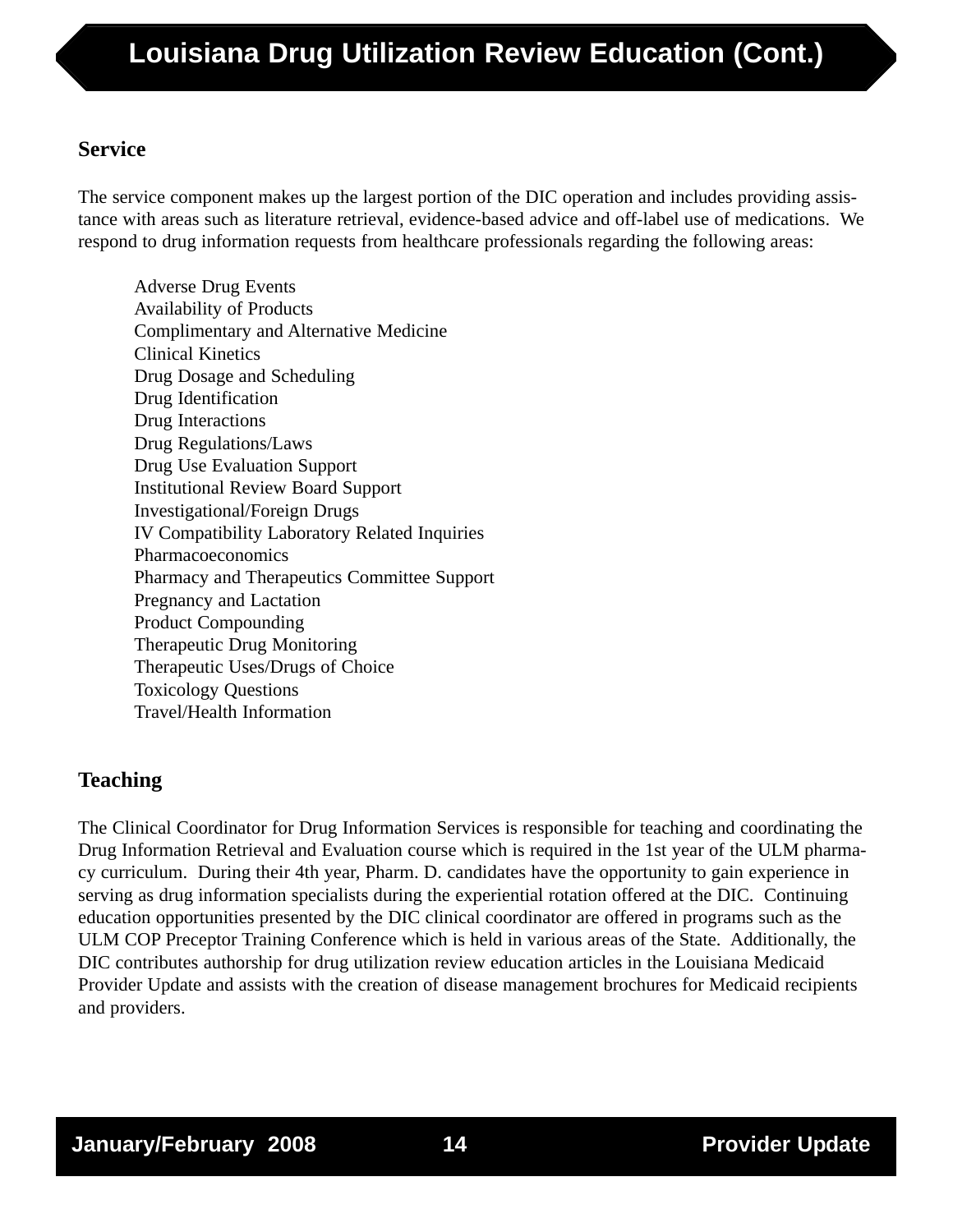# Louisiana Drug Utilization Review Education (Cont.)

### Service

The service component makes up the largest portion of the DIC operation and includes providing assistance with areas such as literature retrieval, evidence-based advice and off-label use of medications. We respond to drug information requests from healthcare professionals regarding the following areas:

- Adverse Drug Events
- Availability of Products
- Complimentary and Alternative Medicine
- Clinical Kinetics
- Drug Dosage and Scheduling
- Drug Identification
- Drug Interactions
- Drug Regulations/Laws
- Drug Use Evaluation Support
- Institutional Review Board Support
- Investigational/Foreign Drugs
- IV Compatibility Laboratory Related Inquiries
- Pharmacoeconomics
- Pharmacy and Therapeutics Committee Support
- Pregnancy and Lactation
- Product Compounding
- Therapeutic Drug Monitoring
- Therapeutic Uses/Drugs of Choice
- Toxicology Questions
- Travel/Health Information

### Teaching

The Clinical Coordinator for Drug Information Services is responsible for teaching and coordinating the Drug Information Retrieval and Evaluation course which is required in the 1st year of the ULM pharmacy curriculum. During their 4th year, Pharm. D. candidates have the opportunity to gain experience in serving as drug information specialists during the experiential rotation offered at the DIC. Continuing education opportunities presented by the DIC clinical coordinator are offered in programs such as the ULM COP Preceptor Training Conference which is held in various areas of the State. Additionally, the DIC contributes authorship for drug utilization review education articles in the Louisiana Medicaid Provider Update and assists with the creation of disease management brochures for Medicaid recipients and providers.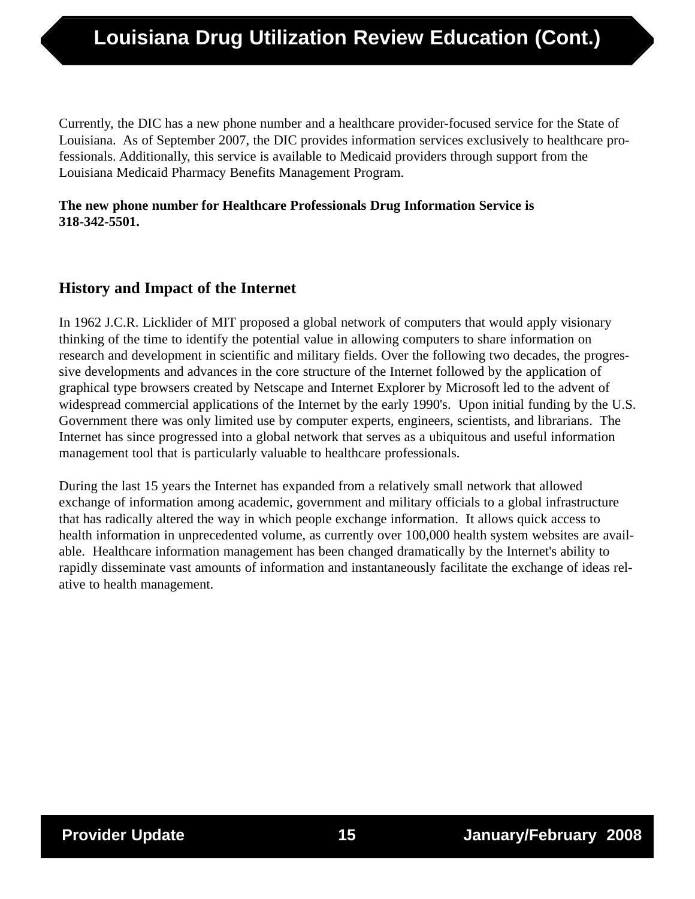# Louisiana Drug Utilization Review Education (Cont.)

Currently, the DIC has a new phone number and a healthcare provider-focused service for the State of Louisiana. As of September 2007, the DIC provides information services exclusively to healthcare professionals. Additionally, this service is available to Medicaid providers through support from the Louisiana Medicaid Pharmacy Benefits Management Program.

**The new phone number for Healthcare Professionals Drug Information Service is 318-342-5501.**

## History and Impact of the Internet

In 1962 J.C.R. Licklider of MIT proposed a global network of computers that would apply visionary thinking of the time to identify the potential value in allowing computers to share information on research and development in scientific and military fields. Over the following two decades, the progressive developments and advances in the core structure of the Internet followed by the application of graphical type browsers created by Netscape and Internet Explorer by Microsoft led to the advent of widespread commercial applications of the Internet by the early 1990's. Upon initial funding by the U.S. Government there was only limited use by computer experts, engineers, scientists, and librarians. The Internet has since progressed into a global network that serves as a ubiquitous and useful information management tool that is particularly valuable to healthcare professionals.

During the last 15 years the Internet has expanded from a relatively small network that allowed exchange of information among academic, government and military officials to a global infrastructure that has radically altered the way in which people exchange information. It allows quick access to health information in unprecedented volume, as currently over 100,000 health system websites are available. Healthcare information management has been changed dramatically by the Internet's ability to rapidly disseminate vast amounts of information and instantaneously facilitate the exchange of ideas relative to health management.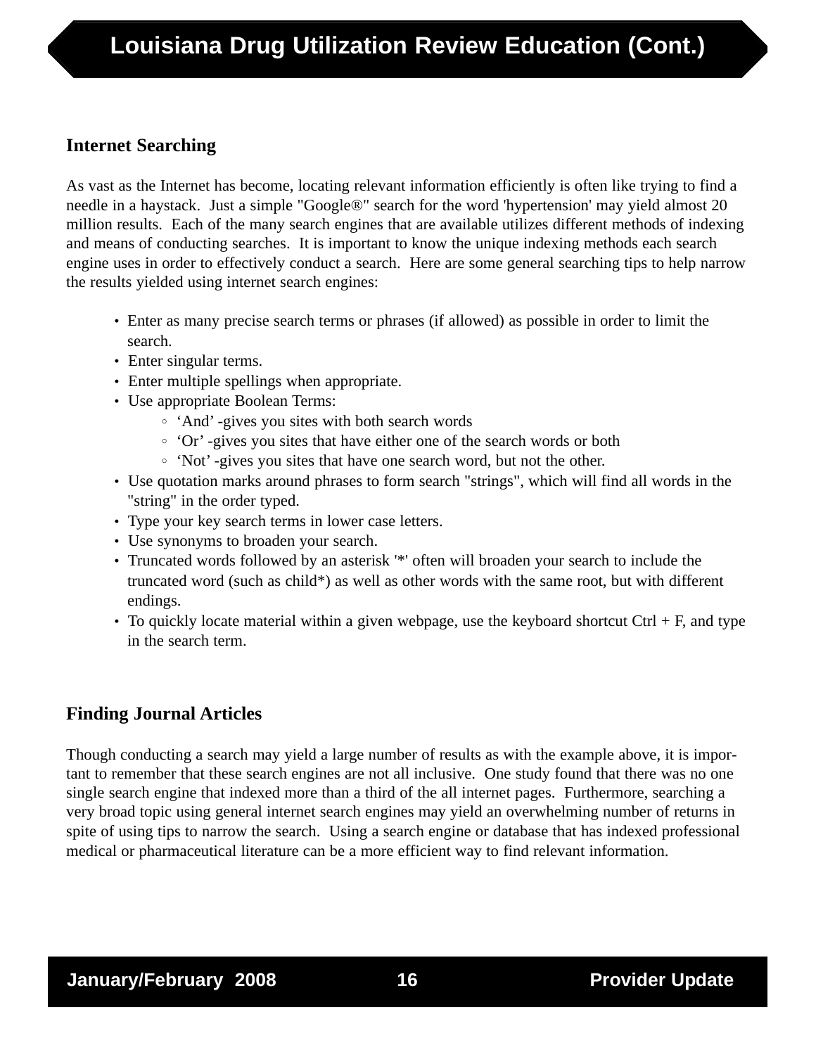## Internet Searching

As vast as the Internet has become, locating relevant information efficiently is often like trying to find a needle in a haystack. Just a simple "Google®" search for the word 'hypertension' may yield almost 20 million results. Each of the many search engines that are available utilizes different methods of indexing and means of conducting searches. It is important to know the unique indexing methods each search engine uses in order to effectively conduct a search. Here are some general searching tips to help narrow the results yielded using internet search engines:

- Enter as many precise search terms or phrases (if allowed) as possible in order to limit the search.
- Enter singular terms.
- Enter multiple spellings when appropriate.
- Use appropriate Boolean Terms:
  - 'And' -gives you sites with both search words
  - 'Or' -gives you sites that have either one of the search words or both
  - 'Not' -gives you sites that have one search word, but not the other.
- Use quotation marks around phrases to form search "strings", which will find all words in the "string" in the order typed.
- Type your key search terms in lower case letters.
- Use synonyms to broaden your search.
- Truncated words followed by an asterisk '*' often will broaden your search to include the truncated word (such as child*) as well as other words with the same root, but with different endings.
- To quickly locate material within a given webpage, use the keyboard shortcut Ctrl + F, and type in the search term.

## Finding Journal Articles

Though conducting a search may yield a large number of results as with the example above, it is important to remember that these search engines are not all inclusive. One study found that there was no one single search engine that indexed more than a third of the all internet pages. Furthermore, searching a very broad topic using general internet search engines may yield an overwhelming number of returns in spite of using tips to narrow the search. Using a search engine or database that has indexed professional medical or pharmaceutical literature can be a more efficient way to find relevant information.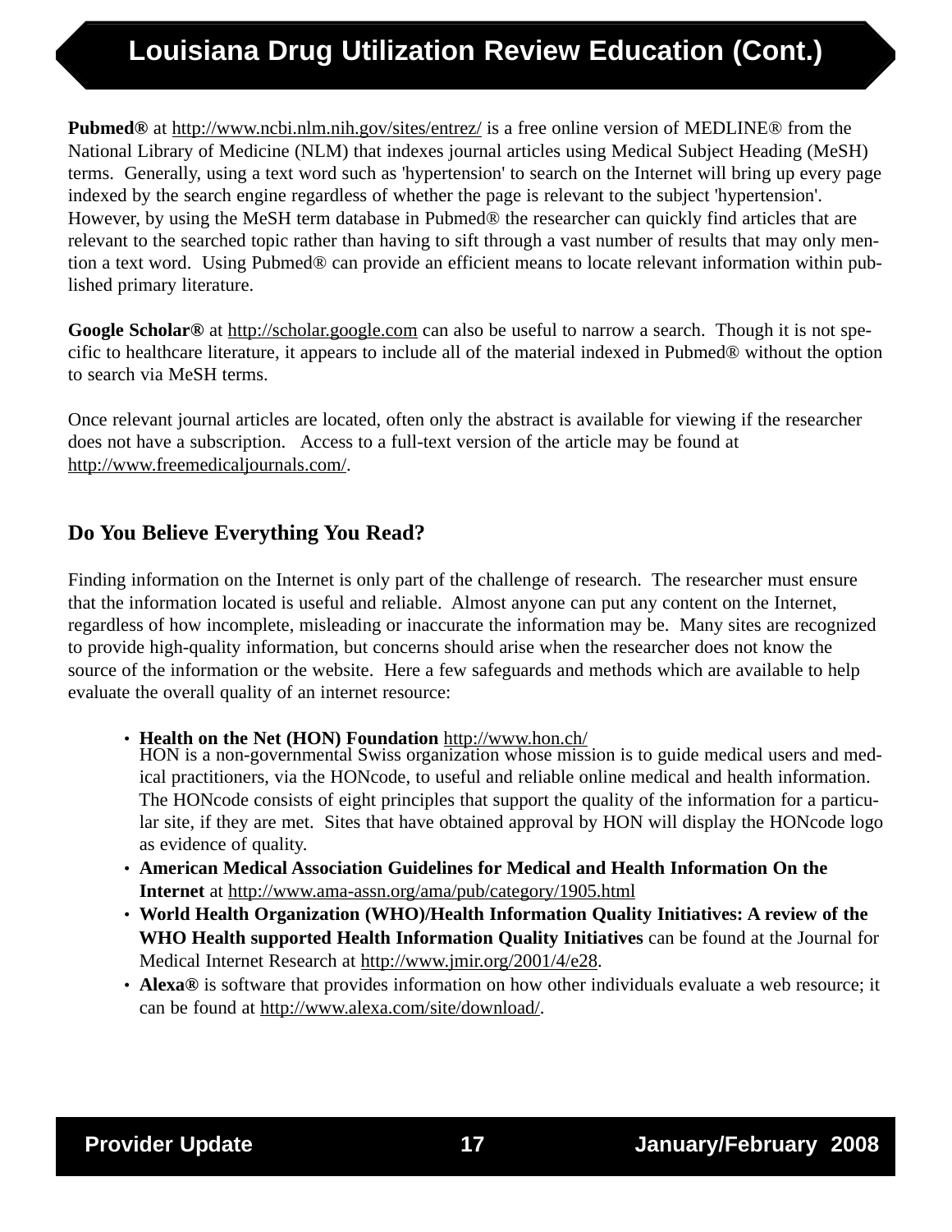**Pubmed®** at http://www.ncbi.nlm.nih.gov/sites/entrez/ is a free online version of MEDLINE® from the National Library of Medicine (NLM) that indexes journal articles using Medical Subject Heading (MeSH) terms. Generally, using a text word such as 'hypertension' to search on the Internet will bring up every page indexed by the search engine regardless of whether the page is relevant to the subject 'hypertension'. However, by using the MeSH term database in Pubmed® the researcher can quickly find articles that are relevant to the searched topic rather than having to sift through a vast number of results that may only mention a text word. Using Pubmed® can provide an efficient means to locate relevant information within published primary literature.

**Google Scholar®** at http://scholar.google.com can also be useful to narrow a search. Though it is not specific to healthcare literature, it appears to include all of the material indexed in Pubmed® without the option to search via MeSH terms.

Once relevant journal articles are located, often only the abstract is available for viewing if the researcher does not have a subscription. Access to a full-text version of the article may be found at http://www.freemedicaljournals.com/.

## Do You Believe Everything You Read?

Finding information on the Internet is only part of the challenge of research. The researcher must ensure that the information located is useful and reliable. Almost anyone can put any content on the Internet, regardless of how incomplete, misleading or inaccurate the information may be. Many sites are recognized to provide high-quality information, but concerns should arise when the researcher does not know the source of the information or the website. Here a few safeguards and methods which are available to help evaluate the overall quality of an internet resource:

- **Health on the Net (HON) Foundation** http://www.hon.ch/
  HON is a non-governmental Swiss organization whose mission is to guide medical users and medical practitioners, via the HONcode, to useful and reliable online medical and health information. The HONcode consists of eight principles that support the quality of the information for a particular site, if they are met. Sites that have obtained approval by HON will display the HONcode logo as evidence of quality.
- **American Medical Association Guidelines for Medical and Health Information On the Internet** at http://www.ama-assn.org/ama/pub/category/1905.html
- **World Health Organization (WHO)/Health Information Quality Initiatives: A review of the WHO Health supported Health Information Quality Initiatives** can be found at the Journal for Medical Internet Research at http://www.jmir.org/2001/4/e28.
- **Alexa®** is software that provides information on how other individuals evaluate a web resource; it can be found at http://www.alexa.com/site/download/.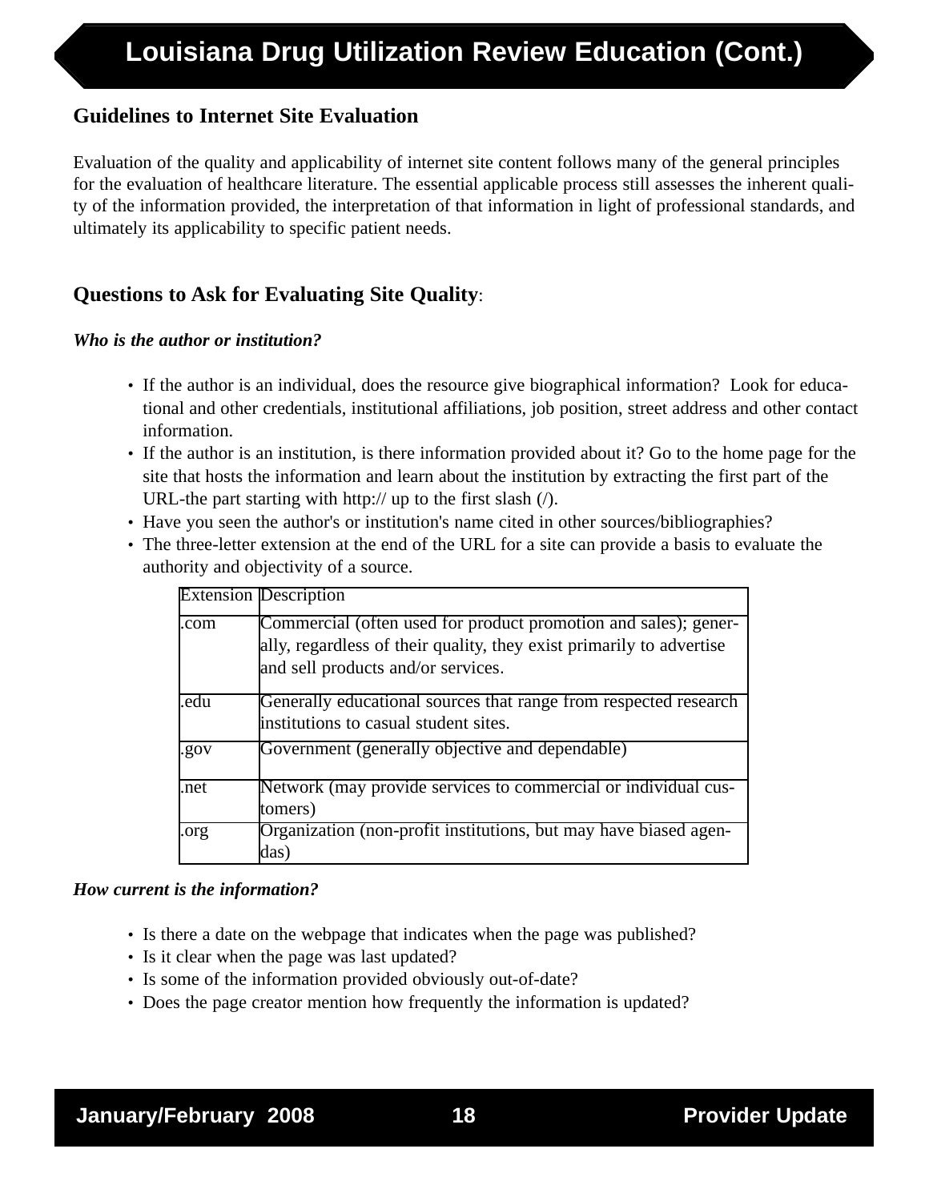# Louisiana Drug Utilization Review Education (Cont.)

## Guidelines to Internet Site Evaluation

Evaluation of the quality and applicability of internet site content follows many of the general principles for the evaluation of healthcare literature. The essential applicable process still assesses the inherent quality of the information provided, the interpretation of that information in light of professional standards, and ultimately its applicability to specific patient needs.

## Questions to Ask for Evaluating Site Quality:

***Who is the author or institution?***

- If the author is an individual, does the resource give biographical information? Look for educational and other credentials, institutional affiliations, job position, street address and other contact information.
- If the author is an institution, is there information provided about it? Go to the home page for the site that hosts the information and learn about the institution by extracting the first part of the URL-the part starting with http:// up to the first slash (/).
- Have you seen the author's or institution's name cited in other sources/bibliographies?
- The three-letter extension at the end of the URL for a site can provide a basis to evaluate the authority and objectivity of a source.

| Extension | Description |
|---|---|
| .com | Commercial (often used for product promotion and sales); generally, regardless of their quality, they exist primarily to advertise and sell products and/or services. |
| .edu | Generally educational sources that range from respected research institutions to casual student sites. |
| .gov | Government (generally objective and dependable) |
| .net | Network (may provide services to commercial or individual customers) |
| .org | Organization (non-profit institutions, but may have biased agendas) |

***How current is the information?***

- Is there a date on the webpage that indicates when the page was published?
- Is it clear when the page was last updated?
- Is some of the information provided obviously out-of-date?
- Does the page creator mention how frequently the information is updated?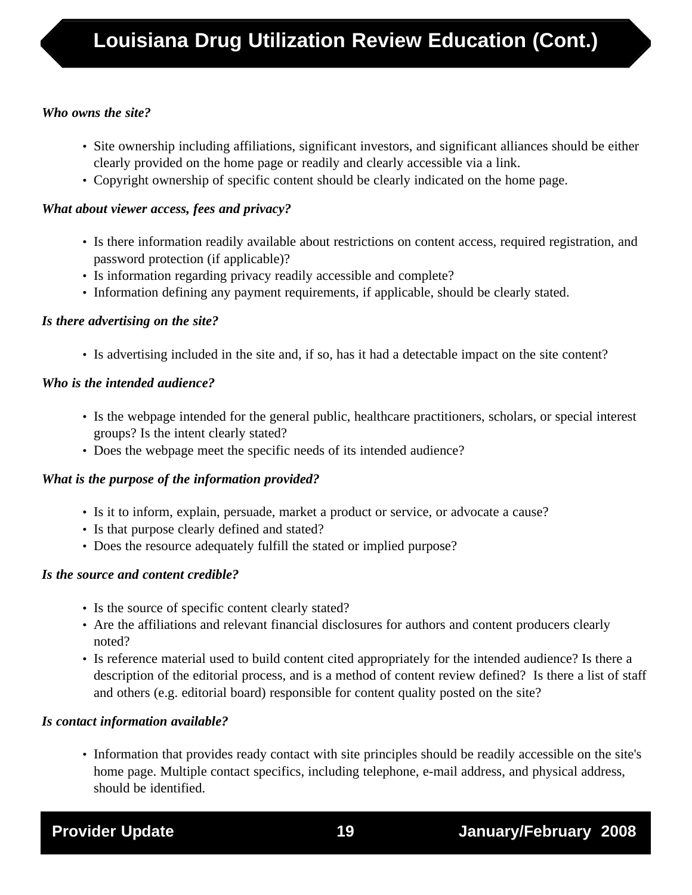# Louisiana Drug Utilization Review Education (Cont.)

***Who owns the site?***

- Site ownership including affiliations, significant investors, and significant alliances should be either clearly provided on the home page or readily and clearly accessible via a link.
- Copyright ownership of specific content should be clearly indicated on the home page.

***What about viewer access, fees and privacy?***

- Is there information readily available about restrictions on content access, required registration, and password protection (if applicable)?
- Is information regarding privacy readily accessible and complete?
- Information defining any payment requirements, if applicable, should be clearly stated.

***Is there advertising on the site?***

- Is advertising included in the site and, if so, has it had a detectable impact on the site content?

***Who is the intended audience?***

- Is the webpage intended for the general public, healthcare practitioners, scholars, or special interest groups? Is the intent clearly stated?
- Does the webpage meet the specific needs of its intended audience?

***What is the purpose of the information provided?***

- Is it to inform, explain, persuade, market a product or service, or advocate a cause?
- Is that purpose clearly defined and stated?
- Does the resource adequately fulfill the stated or implied purpose?

***Is the source and content credible?***

- Is the source of specific content clearly stated?
- Are the affiliations and relevant financial disclosures for authors and content producers clearly noted?
- Is reference material used to build content cited appropriately for the intended audience? Is there a description of the editorial process, and is a method of content review defined? Is there a list of staff and others (e.g. editorial board) responsible for content quality posted on the site?

***Is contact information available?***

- Information that provides ready contact with site principles should be readily accessible on the site's home page. Multiple contact specifics, including telephone, e-mail address, and physical address, should be identified.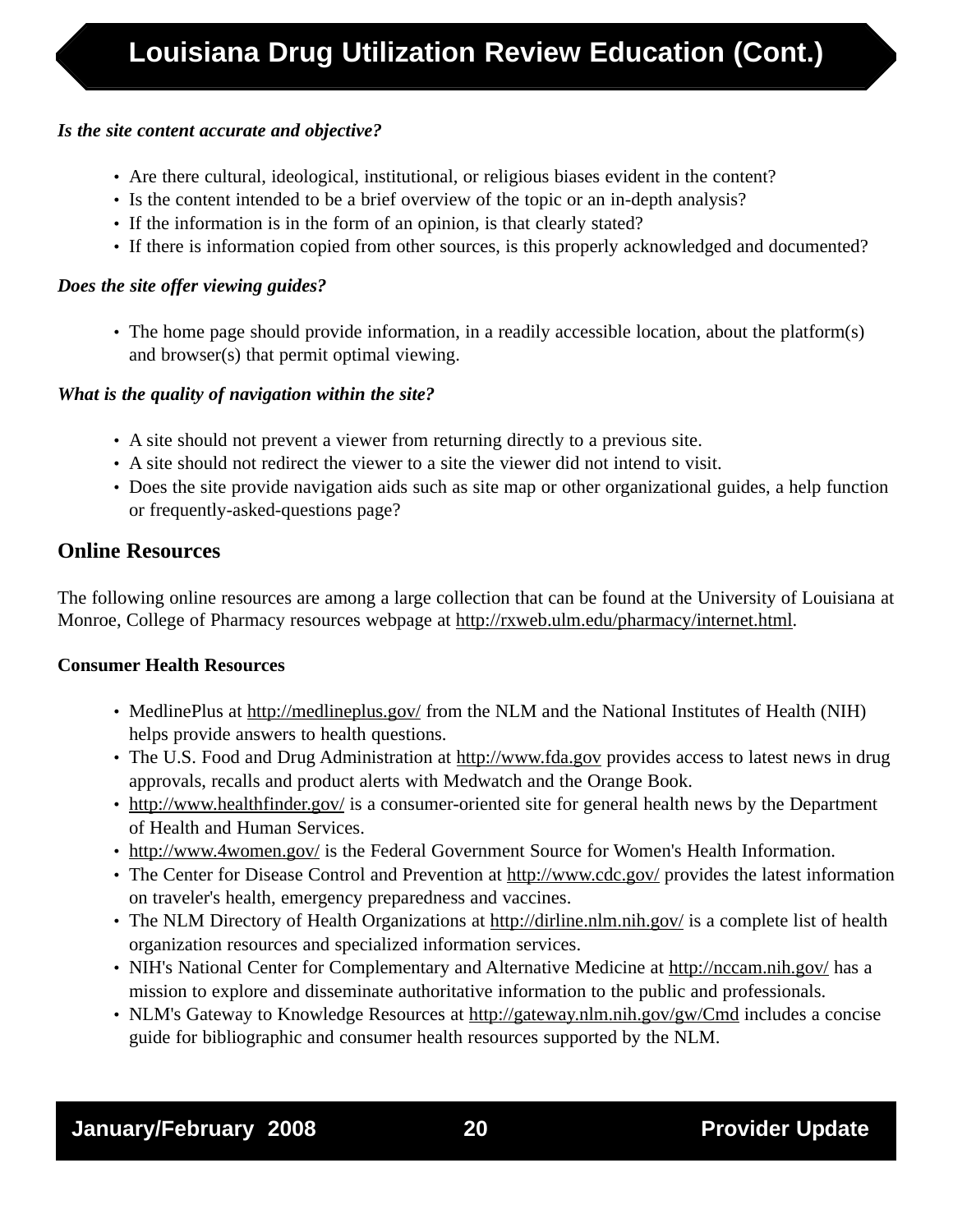# Louisiana Drug Utilization Review Education (Cont.)

***Is the site content accurate and objective?***

- Are there cultural, ideological, institutional, or religious biases evident in the content?
- Is the content intended to be a brief overview of the topic or an in-depth analysis?
- If the information is in the form of an opinion, is that clearly stated?
- If there is information copied from other sources, is this properly acknowledged and documented?

***Does the site offer viewing guides?***

- The home page should provide information, in a readily accessible location, about the platform(s) and browser(s) that permit optimal viewing.

***What is the quality of navigation within the site?***

- A site should not prevent a viewer from returning directly to a previous site.
- A site should not redirect the viewer to a site the viewer did not intend to visit.
- Does the site provide navigation aids such as site map or other organizational guides, a help function or frequently-asked-questions page?

## Online Resources

The following online resources are among a large collection that can be found at the University of Louisiana at Monroe, College of Pharmacy resources webpage at http://rxweb.ulm.edu/pharmacy/internet.html.

**Consumer Health Resources**

- MedlinePlus at http://medlineplus.gov/ from the NLM and the National Institutes of Health (NIH) helps provide answers to health questions.
- The U.S. Food and Drug Administration at http://www.fda.gov provides access to latest news in drug approvals, recalls and product alerts with Medwatch and the Orange Book.
- http://www.healthfinder.gov/ is a consumer-oriented site for general health news by the Department of Health and Human Services.
- http://www.4women.gov/ is the Federal Government Source for Women's Health Information.
- The Center for Disease Control and Prevention at http://www.cdc.gov/ provides the latest information on traveler's health, emergency preparedness and vaccines.
- The NLM Directory of Health Organizations at http://dirline.nlm.nih.gov/ is a complete list of health organization resources and specialized information services.
- NIH's National Center for Complementary and Alternative Medicine at http://nccam.nih.gov/ has a mission to explore and disseminate authoritative information to the public and professionals.
- NLM's Gateway to Knowledge Resources at http://gateway.nlm.nih.gov/gw/Cmd includes a concise guide for bibliographic and consumer health resources supported by the NLM.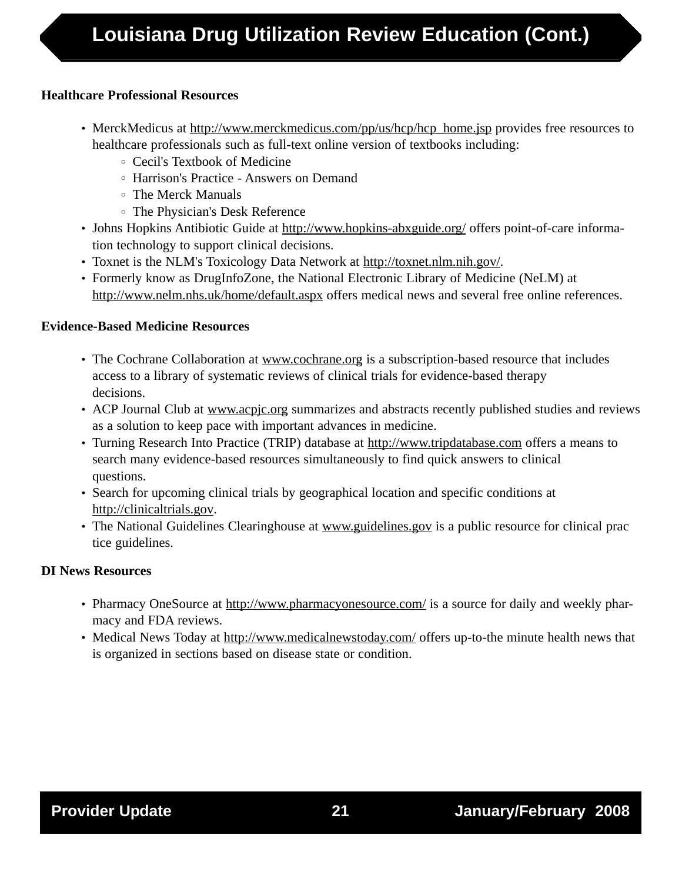# Louisiana Drug Utilization Review Education (Cont.)

**Healthcare Professional Resources**

- MerckMedicus at http://www.merckmedicus.com/pp/us/hcp/hcp_home.jsp provides free resources to healthcare professionals such as full-text online version of textbooks including:
  - Cecil's Textbook of Medicine
  - Harrison's Practice - Answers on Demand
  - The Merck Manuals
  - The Physician's Desk Reference
- Johns Hopkins Antibiotic Guide at http://www.hopkins-abxguide.org/ offers point-of-care information technology to support clinical decisions.
- Toxnet is the NLM's Toxicology Data Network at http://toxnet.nlm.nih.gov/.
- Formerly know as DrugInfoZone, the National Electronic Library of Medicine (NeLM) at http://www.nelm.nhs.uk/home/default.aspx offers medical news and several free online references.

**Evidence-Based Medicine Resources**

- The Cochrane Collaboration at www.cochrane.org is a subscription-based resource that includes access to a library of systematic reviews of clinical trials for evidence-based therapy decisions.
- ACP Journal Club at www.acpjc.org summarizes and abstracts recently published studies and reviews as a solution to keep pace with important advances in medicine.
- Turning Research Into Practice (TRIP) database at http://www.tripdatabase.com offers a means to search many evidence-based resources simultaneously to find quick answers to clinical questions.
- Search for upcoming clinical trials by geographical location and specific conditions at http://clinicaltrials.gov.
- The National Guidelines Clearinghouse at www.guidelines.gov is a public resource for clinical practice guidelines.

**DI News Resources**

- Pharmacy OneSource at http://www.pharmacyonesource.com/ is a source for daily and weekly pharmacy and FDA reviews.
- Medical News Today at http://www.medicalnewstoday.com/ offers up-to-the minute health news that is organized in sections based on disease state or condition.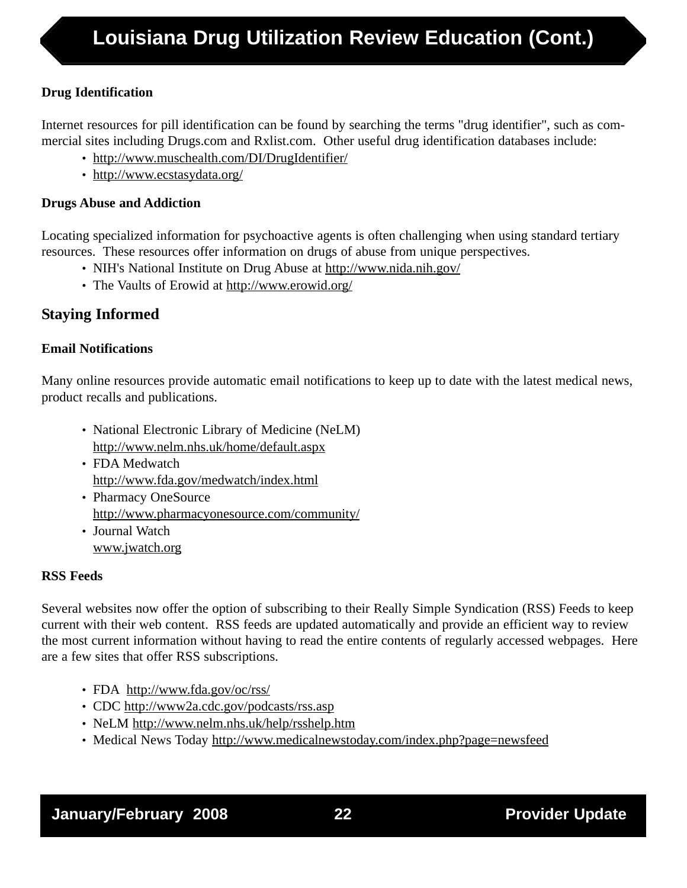# Louisiana Drug Utilization Review Education (Cont.)

### Drug Identification

Internet resources for pill identification can be found by searching the terms "drug identifier", such as commercial sites including Drugs.com and Rxlist.com. Other useful drug identification databases include:

- http://www.muschealth.com/DI/DrugIdentifier/
- http://www.ecstasydata.org/

### Drugs Abuse and Addiction

Locating specialized information for psychoactive agents is often challenging when using standard tertiary resources. These resources offer information on drugs of abuse from unique perspectives.

- NIH's National Institute on Drug Abuse at http://www.nida.nih.gov/
- The Vaults of Erowid at http://www.erowid.org/

## Staying Informed

### Email Notifications

Many online resources provide automatic email notifications to keep up to date with the latest medical news, product recalls and publications.

- National Electronic Library of Medicine (NeLM)
  http://www.nelm.nhs.uk/home/default.aspx
- FDA Medwatch
  http://www.fda.gov/medwatch/index.html
- Pharmacy OneSource
  http://www.pharmacyonesource.com/community/
- Journal Watch
  www.jwatch.org

### RSS Feeds

Several websites now offer the option of subscribing to their Really Simple Syndication (RSS) Feeds to keep current with their web content. RSS feeds are updated automatically and provide an efficient way to review the most current information without having to read the entire contents of regularly accessed webpages. Here are a few sites that offer RSS subscriptions.

- FDA http://www.fda.gov/oc/rss/
- CDC http://www2a.cdc.gov/podcasts/rss.asp
- NeLM http://www.nelm.nhs.uk/help/rsshelp.htm
- Medical News Today http://www.medicalnewstoday.com/index.php?page=newsfeed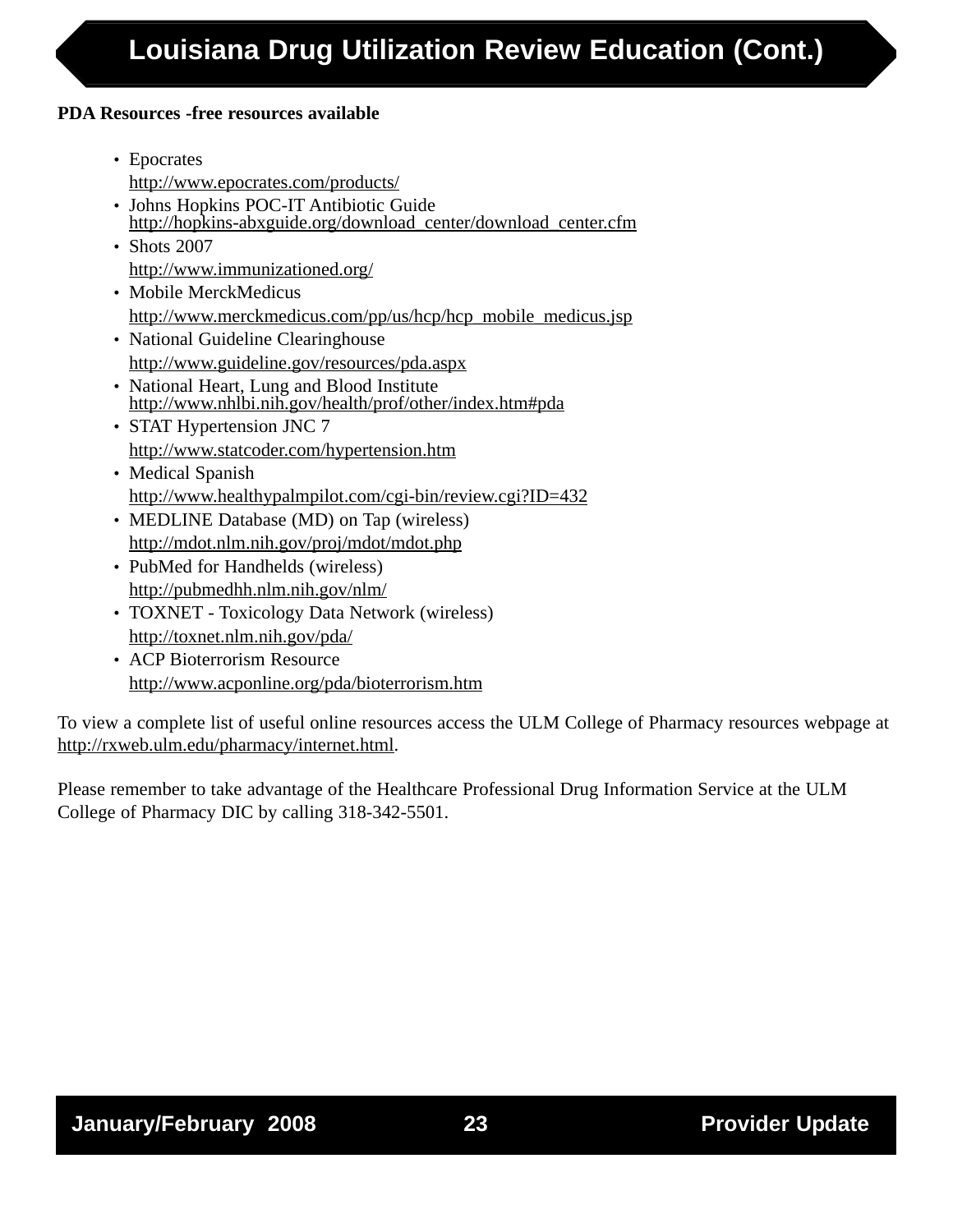# Louisiana Drug Utilization Review Education (Cont.)

**PDA Resources -free resources available**

- Epocrates
  http://www.epocrates.com/products/
- Johns Hopkins POC-IT Antibiotic Guide
  http://hopkins-abxguide.org/download_center/download_center.cfm
- Shots 2007
  http://www.immunizationed.org/
- Mobile MerckMedicus
  http://www.merckmedicus.com/pp/us/hcp/hcp_mobile_medicus.jsp
- National Guideline Clearinghouse
  http://www.guideline.gov/resources/pda.aspx
- National Heart, Lung and Blood Institute
  http://www.nhlbi.nih.gov/health/prof/other/index.htm#pda
- STAT Hypertension JNC 7
  http://www.statcoder.com/hypertension.htm
- Medical Spanish
  http://www.healthypalmpilot.com/cgi-bin/review.cgi?ID=432
- MEDLINE Database (MD) on Tap (wireless)
  http://mdot.nlm.nih.gov/proj/mdot/mdot.php
- PubMed for Handhelds (wireless)
  http://pubmedhh.nlm.nih.gov/nlm/
- TOXNET - Toxicology Data Network (wireless)
  http://toxnet.nlm.nih.gov/pda/
- ACP Bioterrorism Resource
  http://www.acponline.org/pda/bioterrorism.htm

To view a complete list of useful online resources access the ULM College of Pharmacy resources webpage at http://rxweb.ulm.edu/pharmacy/internet.html.

Please remember to take advantage of the Healthcare Professional Drug Information Service at the ULM College of Pharmacy DIC by calling 318-342-5501.